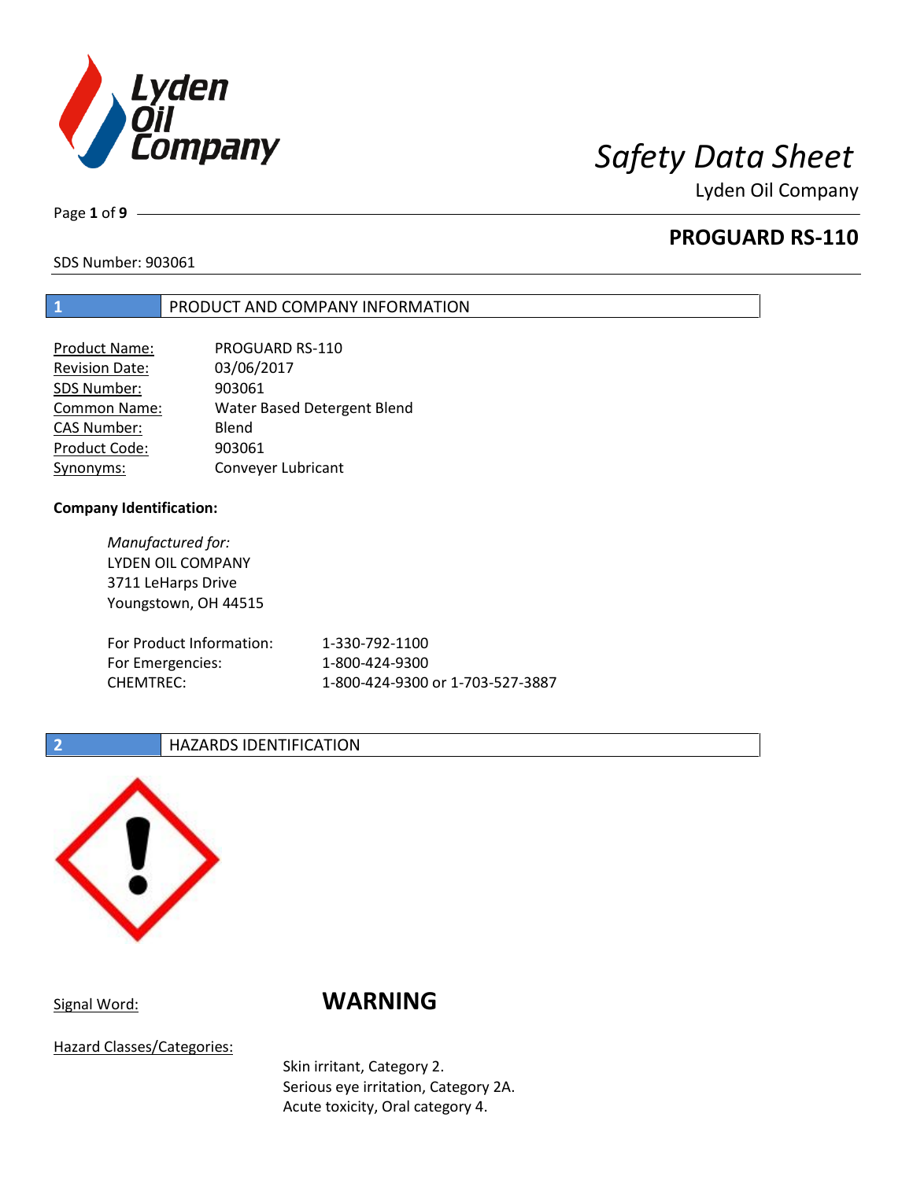# PROGUARD RS-110

SDS Number: 903061

## 1 PRODUCT AND COMPANY INFORMATION

| | |
|---|---|
| Product Name: | PROGUARD RS-110 |
| Revision Date: | 03/06/2017 |
| SDS Number: | 903061 |
| Common Name: | Water Based Detergent Blend |
| CAS Number: | Blend |
| Product Code: | 903061 |
| Synonyms: | Conveyer Lubricant |

**Company Identification:**

*Manufactured for:*
LYDEN OIL COMPANY
3711 LeHarps Drive
Youngstown, OH 44515

| | |
|---|---|
| For Product Information: | 1-330-792-1100 |
| For Emergencies: | 1-800-424-9300 |
| CHEMTREC: | 1-800-424-9300 or 1-703-527-3887 |

## 2 HAZARDS IDENTIFICATION

Signal Word: **WARNING**

Hazard Classes/Categories:

Skin irritant, Category 2.
Serious eye irritation, Category 2A.
Acute toxicity, Oral category 4.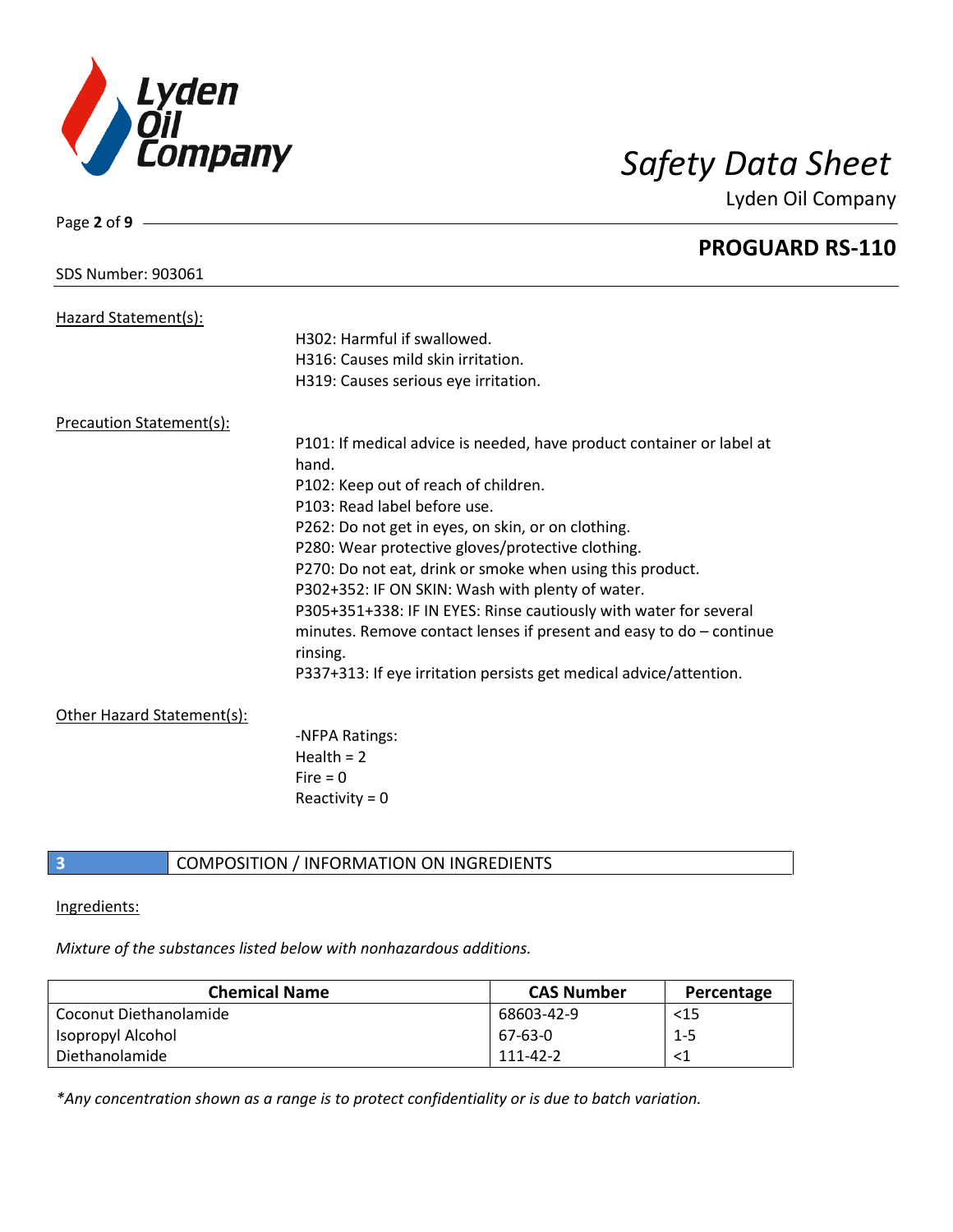SDS Number: 903061

## PROGUARD RS-110

Hazard Statement(s):

H302: Harmful if swallowed.
H316: Causes mild skin irritation.
H319: Causes serious eye irritation.

Precaution Statement(s):

P101: If medical advice is needed, have product container or label at hand.
P102: Keep out of reach of children.
P103: Read label before use.
P262: Do not get in eyes, on skin, or on clothing.
P280: Wear protective gloves/protective clothing.
P270: Do not eat, drink or smoke when using this product.
P302+352: IF ON SKIN: Wash with plenty of water.
P305+351+338: IF IN EYES: Rinse cautiously with water for several minutes. Remove contact lenses if present and easy to do – continue rinsing.
P337+313: If eye irritation persists get medical advice/attention.

Other Hazard Statement(s):

-NFPA Ratings:
Health = 2
Fire = 0
Reactivity = 0

## 3 COMPOSITION / INFORMATION ON INGREDIENTS

Ingredients:

*Mixture of the substances listed below with nonhazardous additions.*

| Chemical Name | CAS Number | Percentage |
|---|---|---|
| Coconut Diethanolamide | 68603-42-9 | <15 |
| Isopropyl Alcohol | 67-63-0 | 1-5 |
| Diethanolamide | 111-42-2 | <1 |

*\*Any concentration shown as a range is to protect confidentiality or is due to batch variation.*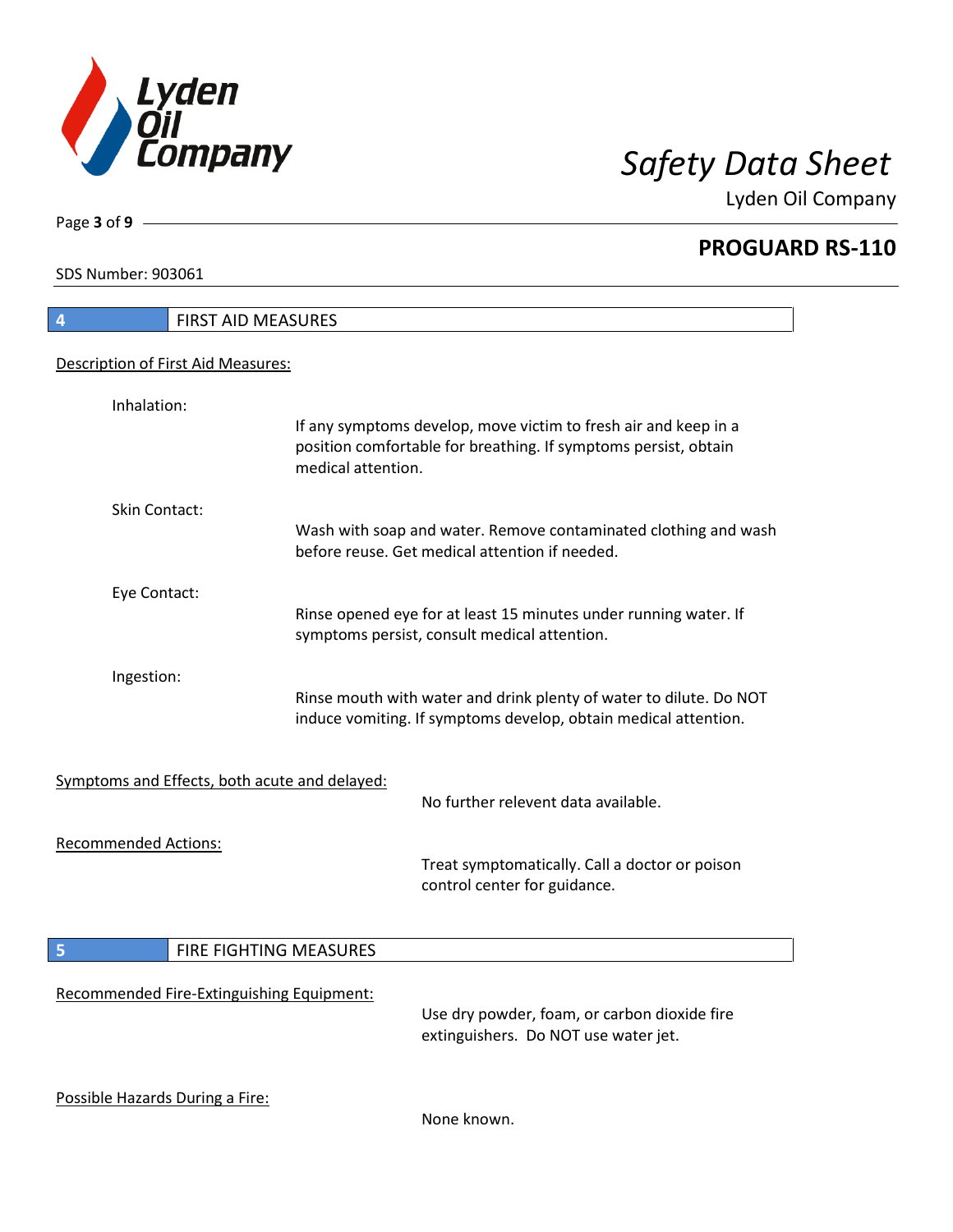## 4 FIRST AID MEASURES

Description of First Aid Measures:

Inhalation:
If any symptoms develop, move victim to fresh air and keep in a position comfortable for breathing. If symptoms persist, obtain medical attention.

Skin Contact:
Wash with soap and water. Remove contaminated clothing and wash before reuse. Get medical attention if needed.

Eye Contact:
Rinse opened eye for at least 15 minutes under running water. If symptoms persist, consult medical attention.

Ingestion:
Rinse mouth with water and drink plenty of water to dilute. Do NOT induce vomiting. If symptoms develop, obtain medical attention.

Symptoms and Effects, both acute and delayed:
No further relevent data available.

Recommended Actions:
Treat symptomatically. Call a doctor or poison control center for guidance.

## 5 FIRE FIGHTING MEASURES

Recommended Fire-Extinguishing Equipment:
Use dry powder, foam, or carbon dioxide fire extinguishers. Do NOT use water jet.

Possible Hazards During a Fire:
None known.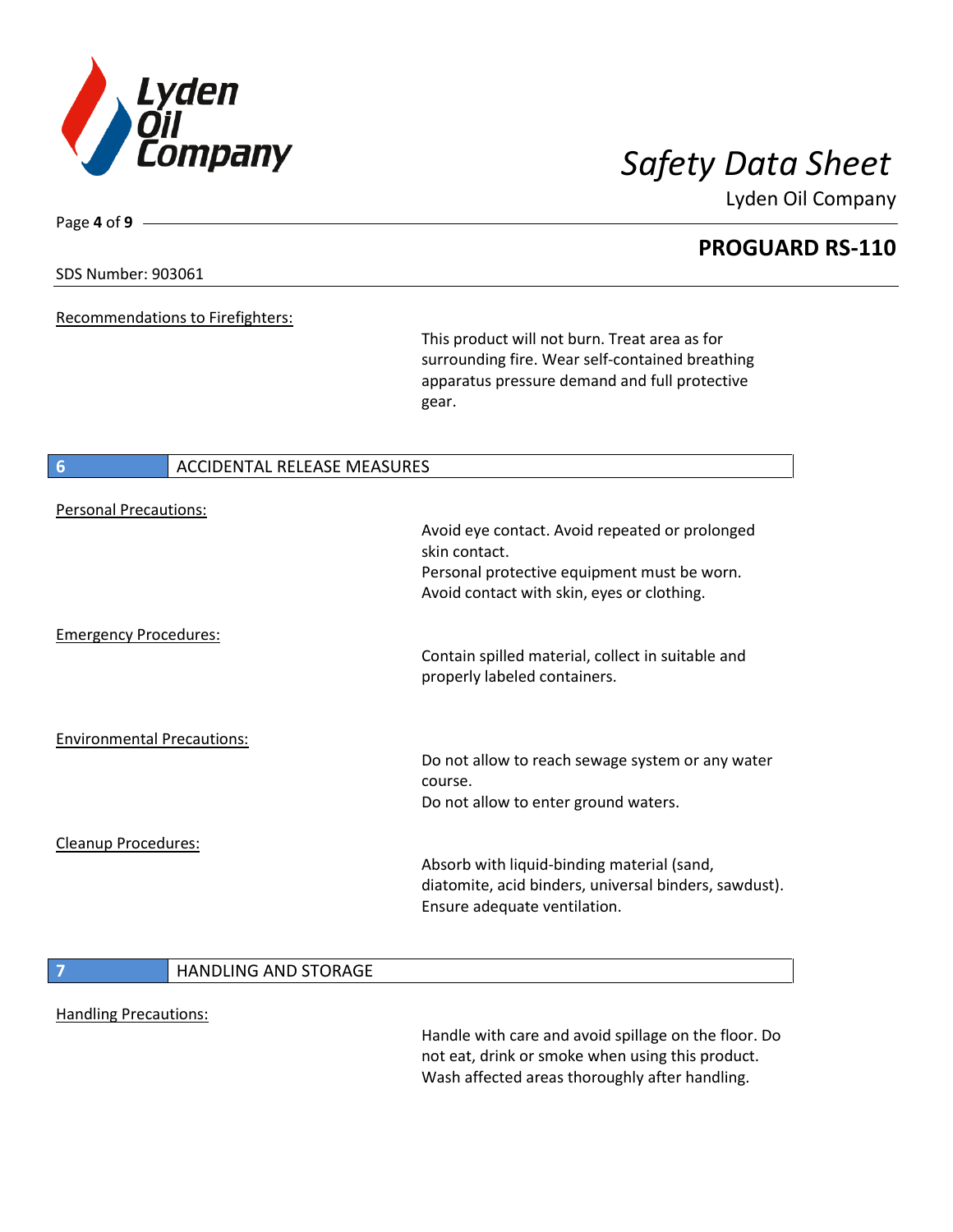Recommendations to Firefighters:

This product will not burn. Treat area as for surrounding fire. Wear self-contained breathing apparatus pressure demand and full protective gear.

## 6 ACCIDENTAL RELEASE MEASURES

Personal Precautions:

Avoid eye contact. Avoid repeated or prolonged skin contact.
Personal protective equipment must be worn.
Avoid contact with skin, eyes or clothing.

Emergency Procedures:

Contain spilled material, collect in suitable and properly labeled containers.

Environmental Precautions:

Do not allow to reach sewage system or any water course.
Do not allow to enter ground waters.

Cleanup Procedures:

Absorb with liquid-binding material (sand, diatomite, acid binders, universal binders, sawdust). Ensure adequate ventilation.

## 7 HANDLING AND STORAGE

Handling Precautions:

Handle with care and avoid spillage on the floor. Do not eat, drink or smoke when using this product. Wash affected areas thoroughly after handling.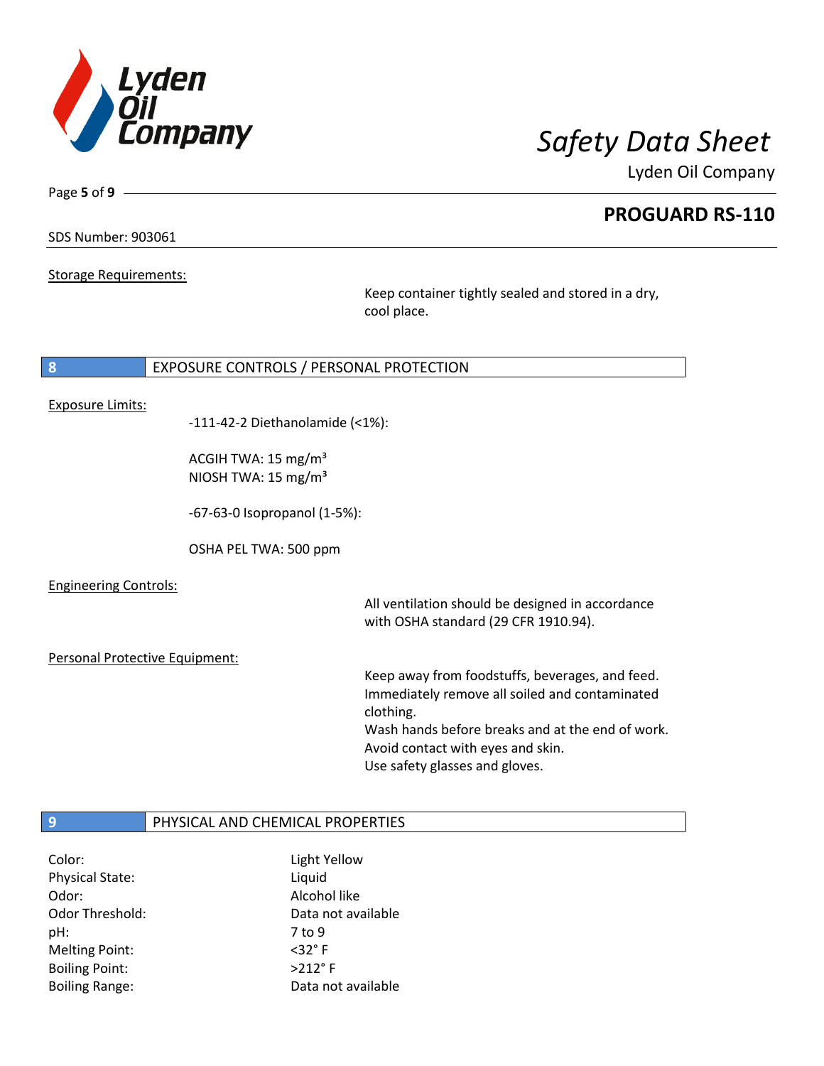SDS Number: 903061

Storage Requirements:

Keep container tightly sealed and stored in a dry, cool place.

## 8 EXPOSURE CONTROLS / PERSONAL PROTECTION

Exposure Limits:

-111-42-2 Diethanolamide (<1%):

ACGIH TWA: 15 mg/m³
NIOSH TWA: 15 mg/m³

-67-63-0 Isopropanol (1-5%):

OSHA PEL TWA: 500 ppm

Engineering Controls:

All ventilation should be designed in accordance with OSHA standard (29 CFR 1910.94).

Personal Protective Equipment:

Keep away from foodstuffs, beverages, and feed.
Immediately remove all soiled and contaminated clothing.
Wash hands before breaks and at the end of work.
Avoid contact with eyes and skin.
Use safety glasses and gloves.

## 9 PHYSICAL AND CHEMICAL PROPERTIES

| | |
|---|---|
| Color: | Light Yellow |
| Physical State: | Liquid |
| Odor: | Alcohol like |
| Odor Threshold: | Data not available |
| pH: | 7 to 9 |
| Melting Point: | <32° F |
| Boiling Point: | >212° F |
| Boiling Range: | Data not available |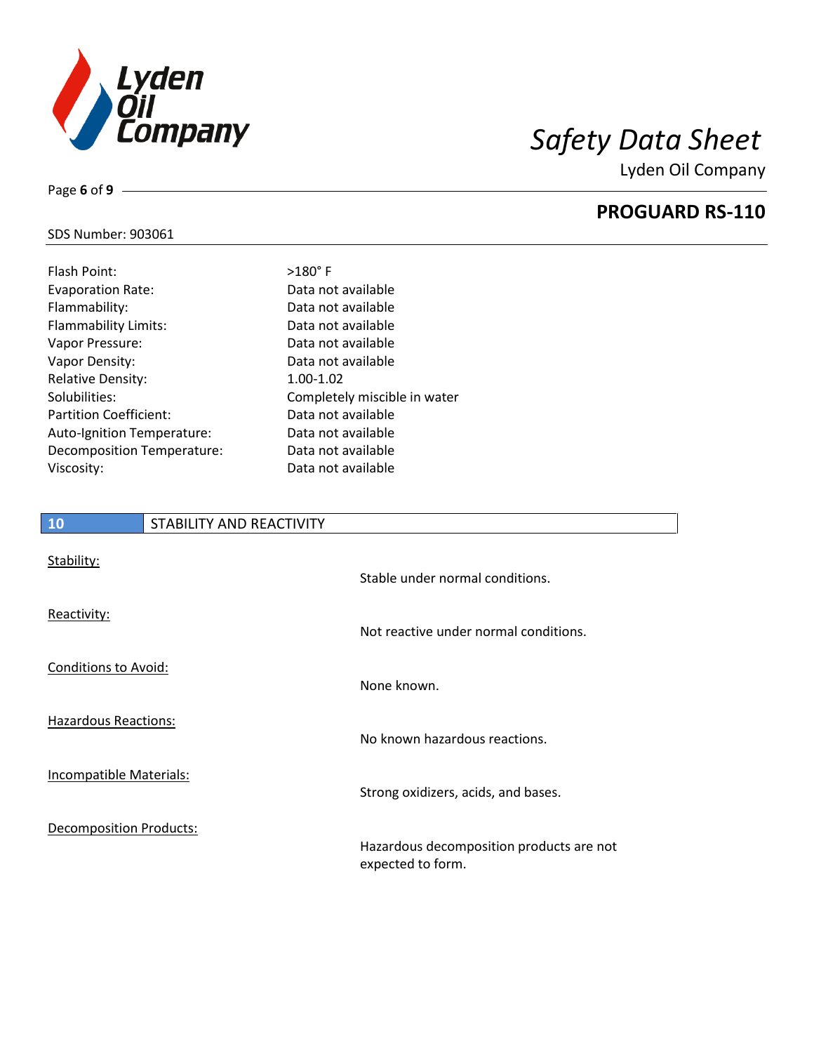| Property | Value |
|---|---|
| Flash Point: | >180° F |
| Evaporation Rate: | Data not available |
| Flammability: | Data not available |
| Flammability Limits: | Data not available |
| Vapor Pressure: | Data not available |
| Vapor Density: | Data not available |
| Relative Density: | 1.00-1.02 |
| Solubilities: | Completely miscible in water |
| Partition Coefficient: | Data not available |
| Auto-Ignition Temperature: | Data not available |
| Decomposition Temperature: | Data not available |
| Viscosity: | Data not available |

## 10 STABILITY AND REACTIVITY

Stability:

Stable under normal conditions.

Reactivity:

Not reactive under normal conditions.

Conditions to Avoid:

None known.

Hazardous Reactions:

No known hazardous reactions.

Incompatible Materials:

Strong oxidizers, acids, and bases.

Decomposition Products:

Hazardous decomposition products are not expected to form.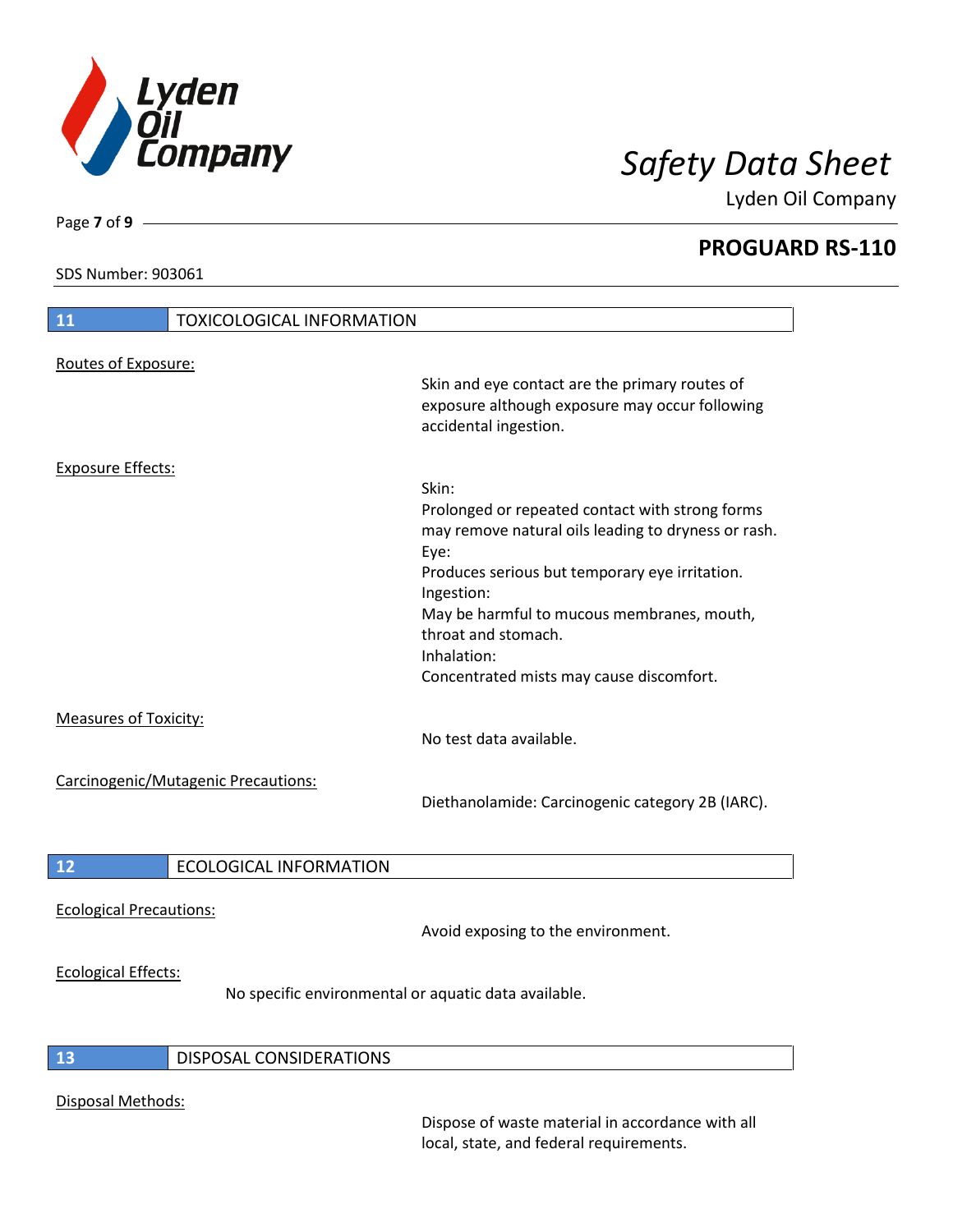## 11 TOXICOLOGICAL INFORMATION

Routes of Exposure:

Skin and eye contact are the primary routes of exposure although exposure may occur following accidental ingestion.

Exposure Effects:

Skin:
Prolonged or repeated contact with strong forms may remove natural oils leading to dryness or rash.
Eye:
Produces serious but temporary eye irritation.
Ingestion:
May be harmful to mucous membranes, mouth, throat and stomach.
Inhalation:
Concentrated mists may cause discomfort.

Measures of Toxicity:

No test data available.

Carcinogenic/Mutagenic Precautions:

Diethanolamide: Carcinogenic category 2B (IARC).

## 12 ECOLOGICAL INFORMATION

Ecological Precautions:

Avoid exposing to the environment.

Ecological Effects:

No specific environmental or aquatic data available.

## 13 DISPOSAL CONSIDERATIONS

Disposal Methods:

Dispose of waste material in accordance with all local, state, and federal requirements.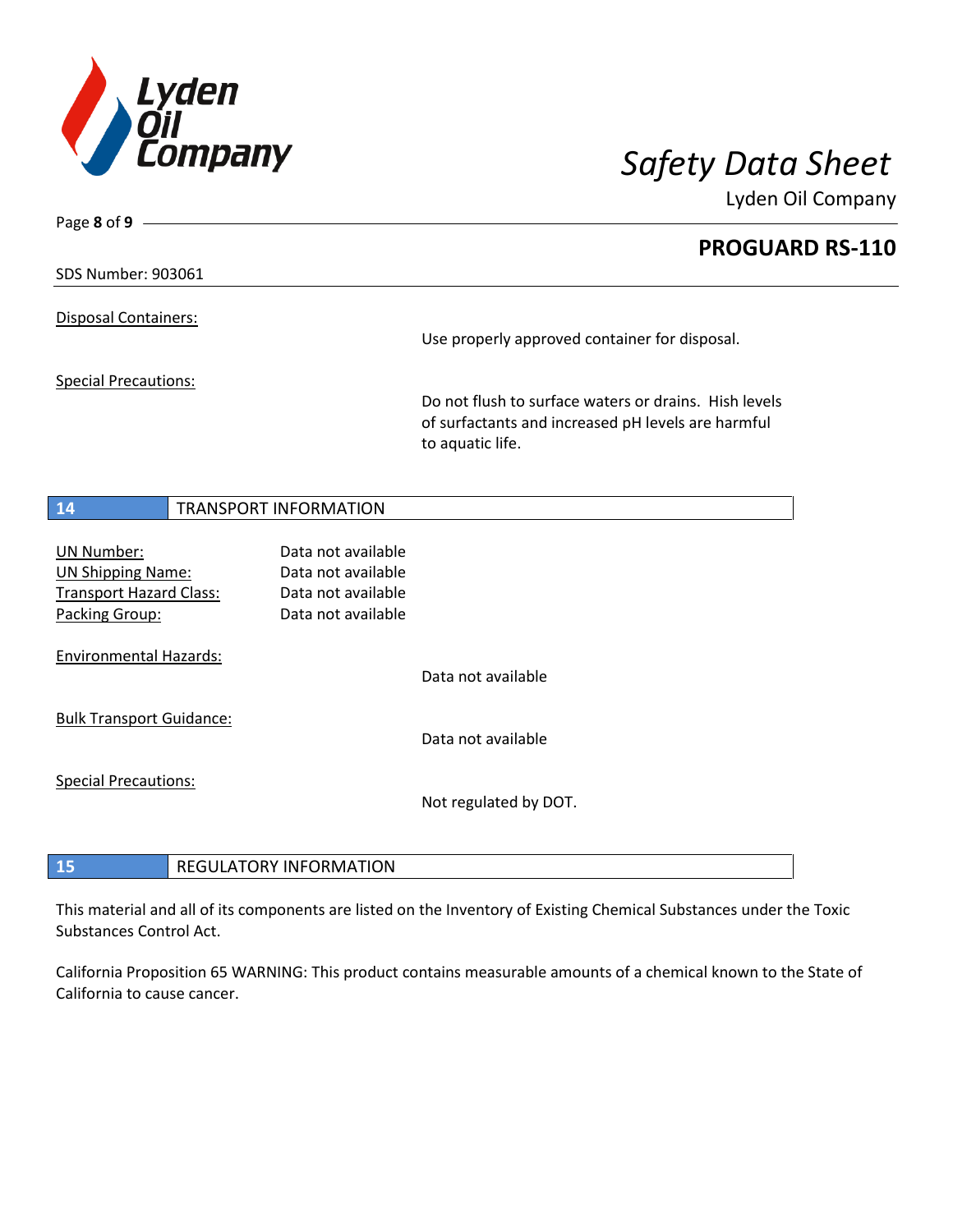Disposal Containers:

Use properly approved container for disposal.

Special Precautions:

Do not flush to surface waters or drains. Hish levels of surfactants and increased pH levels are harmful to aquatic life.

## 14 TRANSPORT INFORMATION

UN Number: Data not available
UN Shipping Name: Data not available
Transport Hazard Class: Data not available
Packing Group: Data not available

Environmental Hazards:

Data not available

Bulk Transport Guidance:

Data not available

Special Precautions:

Not regulated by DOT.

## 15 REGULATORY INFORMATION

This material and all of its components are listed on the Inventory of Existing Chemical Substances under the Toxic Substances Control Act.

California Proposition 65 WARNING: This product contains measurable amounts of a chemical known to the State of California to cause cancer.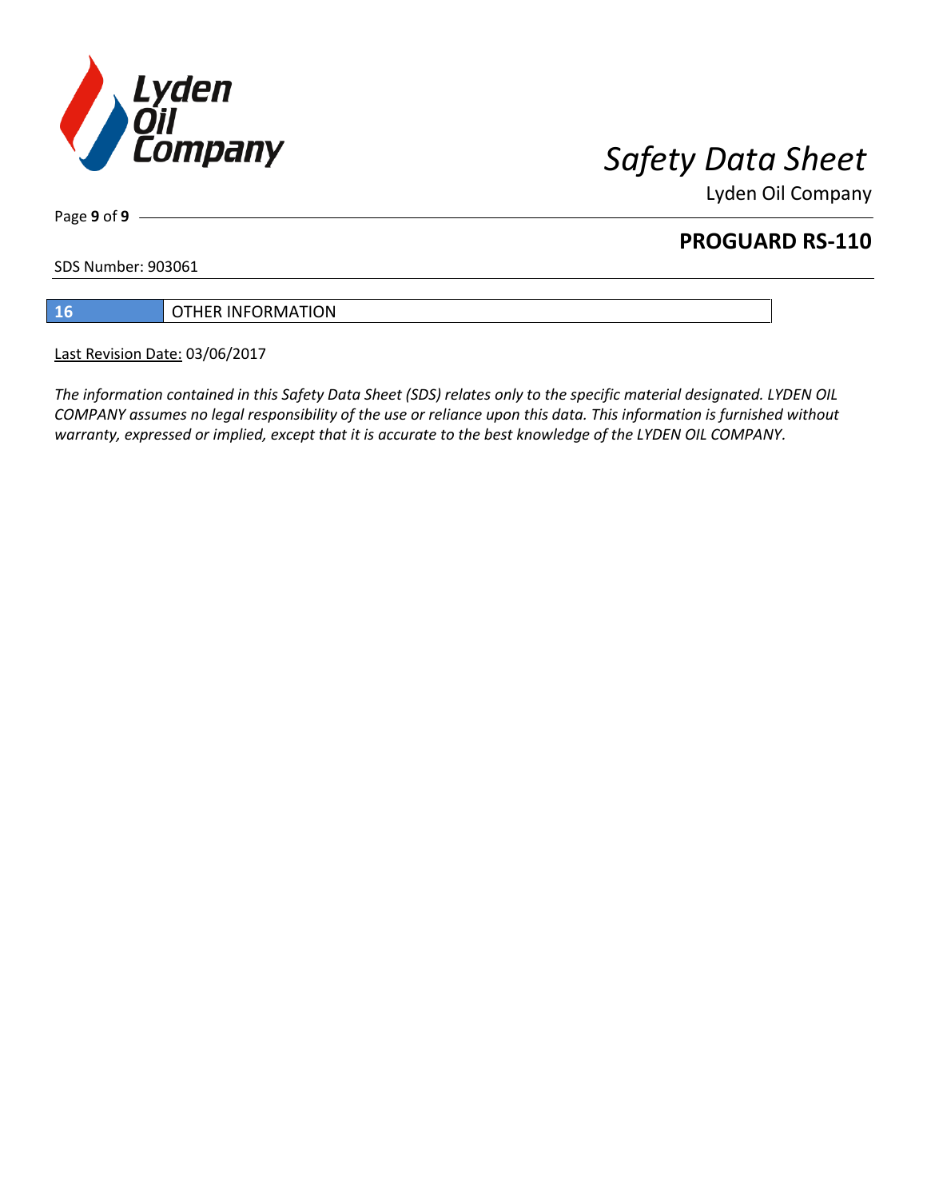## 16 OTHER INFORMATION

Last Revision Date: 03/06/2017

*The information contained in this Safety Data Sheet (SDS) relates only to the specific material designated. LYDEN OIL COMPANY assumes no legal responsibility of the use or reliance upon this data. This information is furnished without warranty, expressed or implied, except that it is accurate to the best knowledge of the LYDEN OIL COMPANY.*